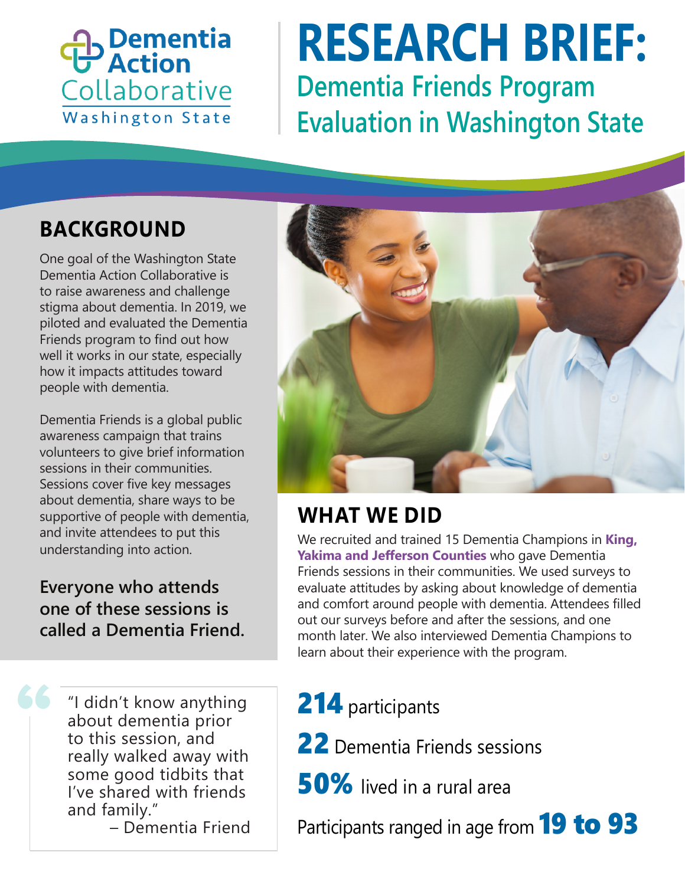Dementia Action Collaborative
Washington State

# RESEARCH BRIEF:

## Dementia Friends Program Evaluation in Washington State

## BACKGROUND

One goal of the Washington State Dementia Action Collaborative is to raise awareness and challenge stigma about dementia. In 2019, we piloted and evaluated the Dementia Friends program to find out how well it works in our state, especially how it impacts attitudes toward people with dementia.

Dementia Friends is a global public awareness campaign that trains volunteers to give brief information sessions in their communities. Sessions cover five key messages about dementia, share ways to be supportive of people with dementia, and invite attendees to put this understanding into action.

**Everyone who attends one of these sessions is called a Dementia Friend.**

> "I didn't know anything about dementia prior to this session, and really walked away with some good tidbits that I've shared with friends and family."
> – Dementia Friend

## WHAT WE DID

We recruited and trained 15 Dementia Champions in **King, Yakima and Jefferson Counties** who gave Dementia Friends sessions in their communities. We used surveys to evaluate attitudes by asking about knowledge of dementia and comfort around people with dementia. Attendees filled out our surveys before and after the sessions, and one month later. We also interviewed Dementia Champions to learn about their experience with the program.

**214** participants

**22** Dementia Friends sessions

**50%** lived in a rural area

Participants ranged in age from **19 to 93**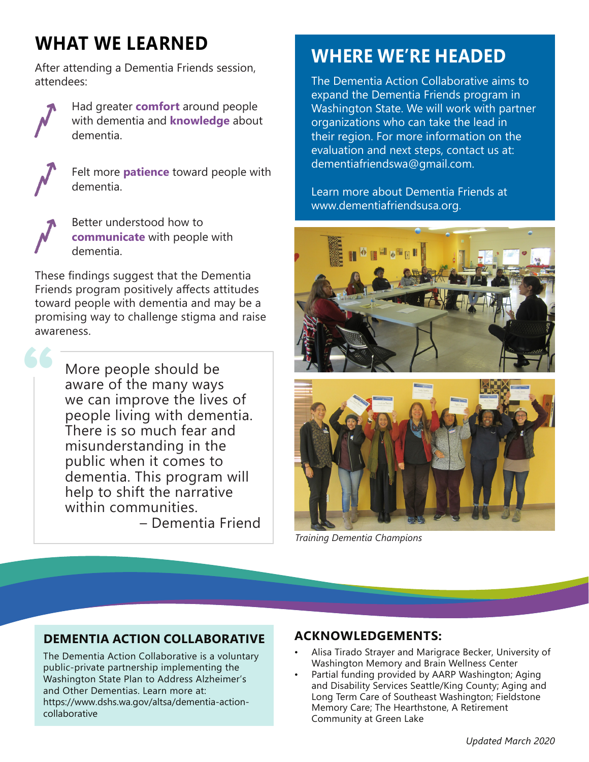## WHAT WE LEARNED

After attending a Dementia Friends session, attendees:

- Had greater **comfort** around people with dementia and **knowledge** about dementia.
- Felt more **patience** toward people with dementia.
- Better understood how to **communicate** with people with dementia.

These findings suggest that the Dementia Friends program positively affects attitudes toward people with dementia and may be a promising way to challenge stigma and raise awareness.

> More people should be aware of the many ways we can improve the lives of people living with dementia. There is so much fear and misunderstanding in the public when it comes to dementia. This program will help to shift the narrative within communities.
>
> – Dementia Friend

## WHERE WE'RE HEADED

The Dementia Action Collaborative aims to expand the Dementia Friends program in Washington State. We will work with partner organizations who can take the lead in their region. For more information on the evaluation and next steps, contact us at: dementiafriendswa@gmail.com.

Learn more about Dementia Friends at www.dementiafriendsusa.org.

*Training Dementia Champions*

### DEMENTIA ACTION COLLABORATIVE

The Dementia Action Collaborative is a voluntary public-private partnership implementing the Washington State Plan to Address Alzheimer's and Other Dementias. Learn more at: https://www.dshs.wa.gov/altsa/dementia-action-collaborative

### ACKNOWLEDGEMENTS:

- Alisa Tirado Strayer and Marigrace Becker, University of Washington Memory and Brain Wellness Center
- Partial funding provided by AARP Washington; Aging and Disability Services Seattle/King County; Aging and Long Term Care of Southeast Washington; Fieldstone Memory Care; The Hearthstone, A Retirement Community at Green Lake

*Updated March 2020*